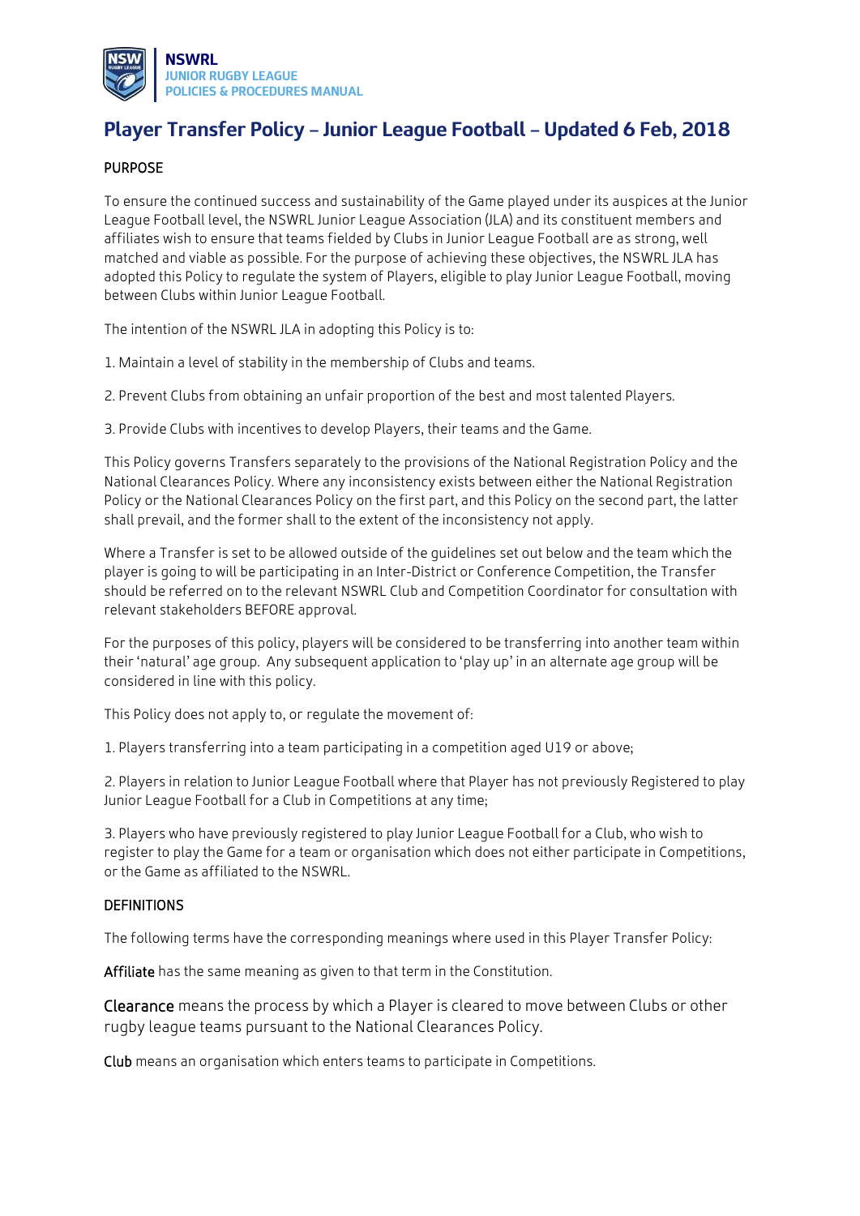# Player Transfer Policy – Junior League Football – Updated 6 Feb, 2018

## PURPOSE

To ensure the continued success and sustainability of the Game played under its auspices at the Junior League Football level, the NSWRL Junior League Association (JLA) and its constituent members and affiliates wish to ensure that teams fielded by Clubs in Junior League Football are as strong, well matched and viable as possible. For the purpose of achieving these objectives, the NSWRL JLA has adopted this Policy to regulate the system of Players, eligible to play Junior League Football, moving between Clubs within Junior League Football.

The intention of the NSWRL JLA in adopting this Policy is to:

1. Maintain a level of stability in the membership of Clubs and teams.

2. Prevent Clubs from obtaining an unfair proportion of the best and most talented Players.

3. Provide Clubs with incentives to develop Players, their teams and the Game.

This Policy governs Transfers separately to the provisions of the National Registration Policy and the National Clearances Policy. Where any inconsistency exists between either the National Registration Policy or the National Clearances Policy on the first part, and this Policy on the second part, the latter shall prevail, and the former shall to the extent of the inconsistency not apply.

Where a Transfer is set to be allowed outside of the guidelines set out below and the team which the player is going to will be participating in an Inter-District or Conference Competition, the Transfer should be referred on to the relevant NSWRL Club and Competition Coordinator for consultation with relevant stakeholders BEFORE approval.

For the purposes of this policy, players will be considered to be transferring into another team within their 'natural' age group. Any subsequent application to 'play up' in an alternate age group will be considered in line with this policy.

This Policy does not apply to, or regulate the movement of:

1. Players transferring into a team participating in a competition aged U19 or above;

2. Players in relation to Junior League Football where that Player has not previously Registered to play Junior League Football for a Club in Competitions at any time;

3. Players who have previously registered to play Junior League Football for a Club, who wish to register to play the Game for a team or organisation which does not either participate in Competitions, or the Game as affiliated to the NSWRL.

## DEFINITIONS

The following terms have the corresponding meanings where used in this Player Transfer Policy:

**Affiliate** has the same meaning as given to that term in the Constitution.

**Clearance** means the process by which a Player is cleared to move between Clubs or other rugby league teams pursuant to the National Clearances Policy.

**Club** means an organisation which enters teams to participate in Competitions.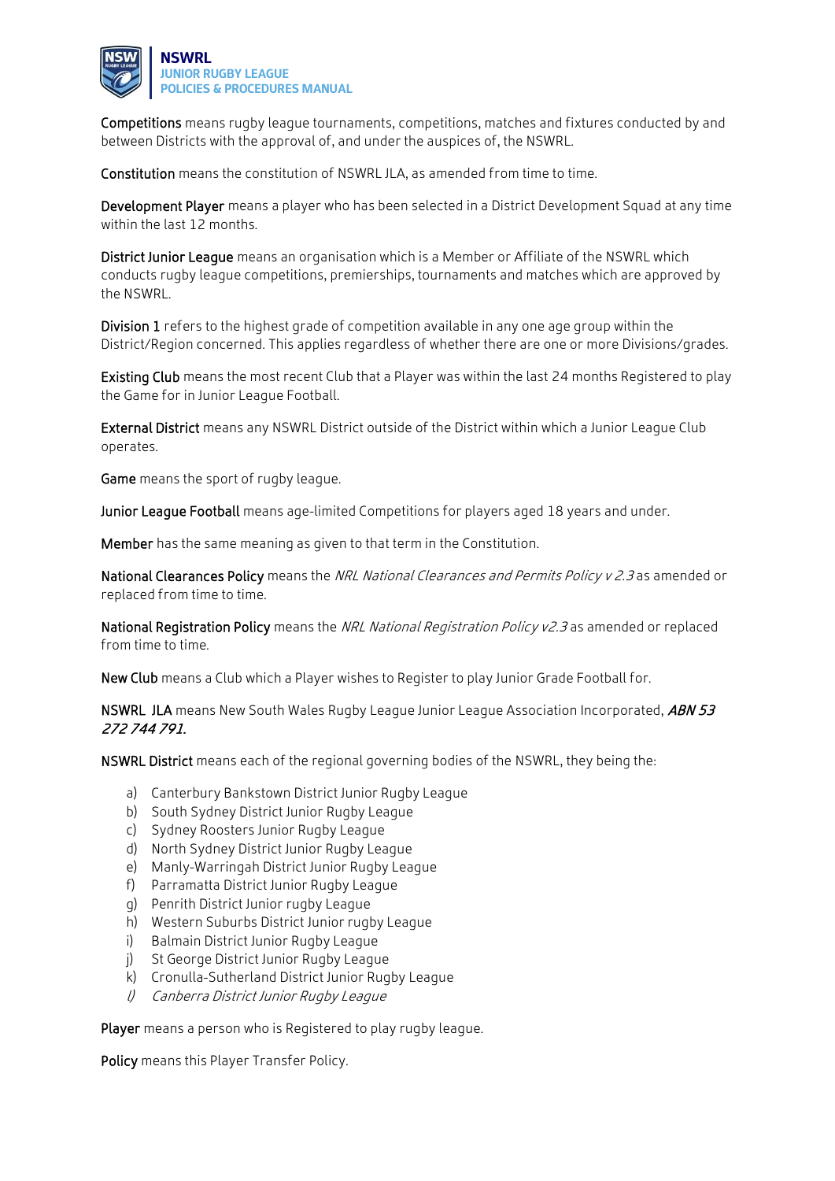**Competitions** means rugby league tournaments, competitions, matches and fixtures conducted by and between Districts with the approval of, and under the auspices of, the NSWRL.

**Constitution** means the constitution of NSWRL JLA, as amended from time to time.

**Development Player** means a player who has been selected in a District Development Squad at any time within the last 12 months.

**District Junior League** means an organisation which is a Member or Affiliate of the NSWRL which conducts rugby league competitions, premierships, tournaments and matches which are approved by the NSWRL.

**Division 1** refers to the highest grade of competition available in any one age group within the District/Region concerned. This applies regardless of whether there are one or more Divisions/grades.

**Existing Club** means the most recent Club that a Player was within the last 24 months Registered to play the Game for in Junior League Football.

**External District** means any NSWRL District outside of the District within which a Junior League Club operates.

**Game** means the sport of rugby league.

**Junior League Football** means age-limited Competitions for players aged 18 years and under.

**Member** has the same meaning as given to that term in the Constitution.

**National Clearances Policy** means the *NRL National Clearances and Permits Policy v 2.3* as amended or replaced from time to time.

**National Registration Policy** means the *NRL National Registration Policy v2.3* as amended or replaced from time to time.

**New Club** means a Club which a Player wishes to Register to play Junior Grade Football for.

**NSWRL JLA** means New South Wales Rugby League Junior League Association Incorporated, ***ABN 53 272 744 791.***

**NSWRL District** means each of the regional governing bodies of the NSWRL, they being the:

a) Canterbury Bankstown District Junior Rugby League
b) South Sydney District Junior Rugby League
c) Sydney Roosters Junior Rugby League
d) North Sydney District Junior Rugby League
e) Manly-Warringah District Junior Rugby League
f) Parramatta District Junior Rugby League
g) Penrith District Junior rugby League
h) Western Suburbs District Junior rugby League
i) Balmain District Junior Rugby League
j) St George District Junior Rugby League
k) Cronulla-Sutherland District Junior Rugby League
*l) Canberra District Junior Rugby League*

**Player** means a person who is Registered to play rugby league.

**Policy** means this Player Transfer Policy.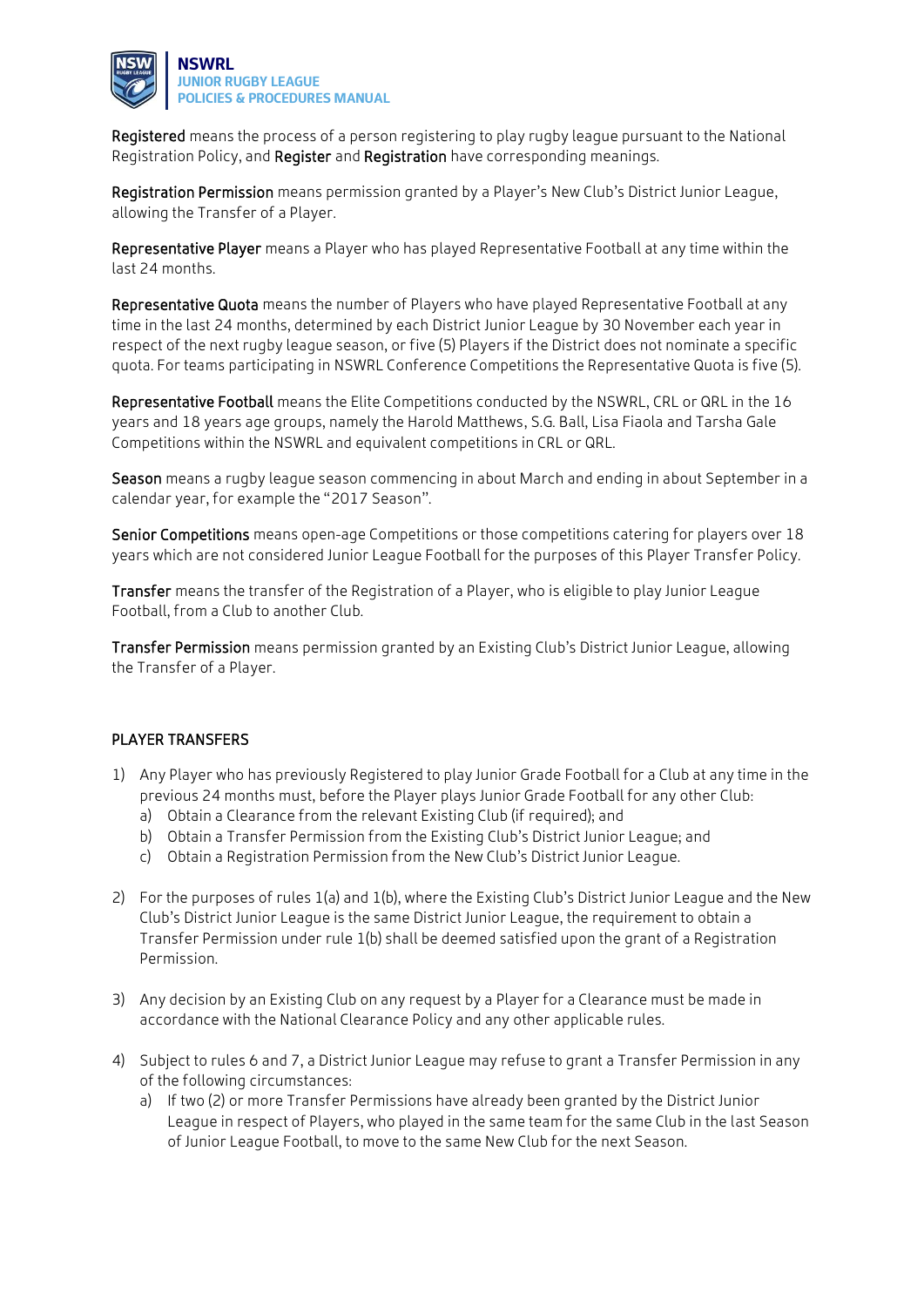**Registered** means the process of a person registering to play rugby league pursuant to the National Registration Policy, and **Register** and **Registration** have corresponding meanings.

**Registration Permission** means permission granted by a Player's New Club's District Junior League, allowing the Transfer of a Player.

**Representative Player** means a Player who has played Representative Football at any time within the last 24 months.

**Representative Quota** means the number of Players who have played Representative Football at any time in the last 24 months, determined by each District Junior League by 30 November each year in respect of the next rugby league season, or five (5) Players if the District does not nominate a specific quota. For teams participating in NSWRL Conference Competitions the Representative Quota is five (5).

**Representative Football** means the Elite Competitions conducted by the NSWRL, CRL or QRL in the 16 years and 18 years age groups, namely the Harold Matthews, S.G. Ball, Lisa Fiaola and Tarsha Gale Competitions within the NSWRL and equivalent competitions in CRL or QRL.

**Season** means a rugby league season commencing in about March and ending in about September in a calendar year, for example the "2017 Season".

**Senior Competitions** means open-age Competitions or those competitions catering for players over 18 years which are not considered Junior League Football for the purposes of this Player Transfer Policy.

**Transfer** means the transfer of the Registration of a Player, who is eligible to play Junior League Football, from a Club to another Club.

**Transfer Permission** means permission granted by an Existing Club's District Junior League, allowing the Transfer of a Player.

## PLAYER TRANSFERS

1) Any Player who has previously Registered to play Junior Grade Football for a Club at any time in the previous 24 months must, before the Player plays Junior Grade Football for any other Club:
   a) Obtain a Clearance from the relevant Existing Club (if required); and
   b) Obtain a Transfer Permission from the Existing Club's District Junior League; and
   c) Obtain a Registration Permission from the New Club's District Junior League.

2) For the purposes of rules 1(a) and 1(b), where the Existing Club's District Junior League and the New Club's District Junior League is the same District Junior League, the requirement to obtain a Transfer Permission under rule 1(b) shall be deemed satisfied upon the grant of a Registration Permission.

3) Any decision by an Existing Club on any request by a Player for a Clearance must be made in accordance with the National Clearance Policy and any other applicable rules.

4) Subject to rules 6 and 7, a District Junior League may refuse to grant a Transfer Permission in any of the following circumstances:
   a) If two (2) or more Transfer Permissions have already been granted by the District Junior League in respect of Players, who played in the same team for the same Club in the last Season of Junior League Football, to move to the same New Club for the next Season.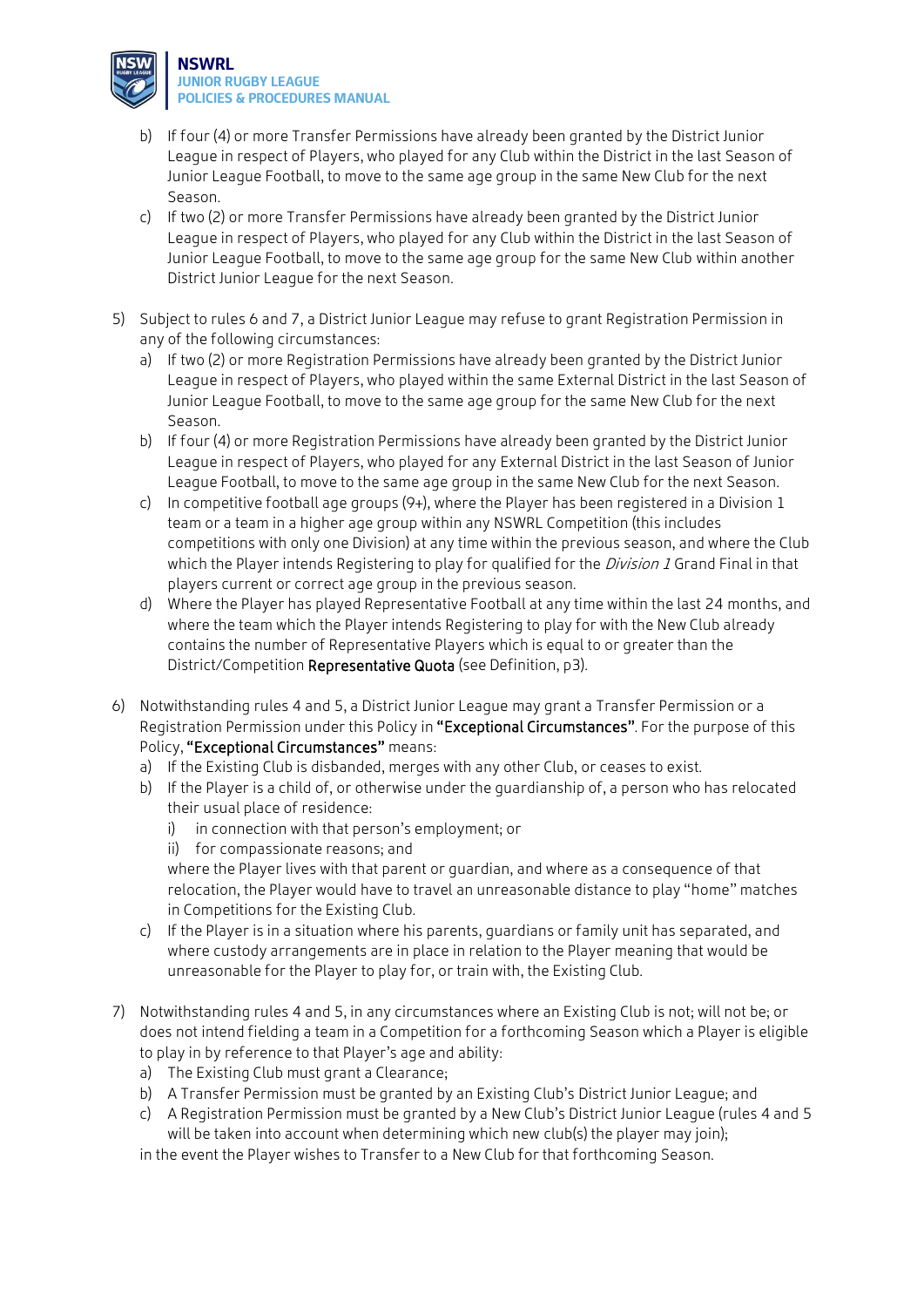b) If four (4) or more Transfer Permissions have already been granted by the District Junior League in respect of Players, who played for any Club within the District in the last Season of Junior League Football, to move to the same age group in the same New Club for the next Season.

c) If two (2) or more Transfer Permissions have already been granted by the District Junior League in respect of Players, who played for any Club within the District in the last Season of Junior League Football, to move to the same age group for the same New Club within another District Junior League for the next Season.

5) Subject to rules 6 and 7, a District Junior League may refuse to grant Registration Permission in any of the following circumstances:
   a) If two (2) or more Registration Permissions have already been granted by the District Junior League in respect of Players, who played within the same External District in the last Season of Junior League Football, to move to the same age group for the same New Club for the next Season.
   b) If four (4) or more Registration Permissions have already been granted by the District Junior League in respect of Players, who played for any External District in the last Season of Junior League Football, to move to the same age group in the same New Club for the next Season.
   c) In competitive football age groups (9+), where the Player has been registered in a Division 1 team or a team in a higher age group within any NSWRL Competition (this includes competitions with only one Division) at any time within the previous season, and where the Club which the Player intends Registering to play for qualified for the *Division 1* Grand Final in that players current or correct age group in the previous season.
   d) Where the Player has played Representative Football at any time within the last 24 months, and where the team which the Player intends Registering to play for with the New Club already contains the number of Representative Players which is equal to or greater than the District/Competition **Representative Quota** (see Definition, p3).

6) Notwithstanding rules 4 and 5, a District Junior League may grant a Transfer Permission or a Registration Permission under this Policy in **"Exceptional Circumstances"**. For the purpose of this Policy, **"Exceptional Circumstances"** means:
   a) If the Existing Club is disbanded, merges with any other Club, or ceases to exist.
   b) If the Player is a child of, or otherwise under the guardianship of, a person who has relocated their usual place of residence:
      i) in connection with that person's employment; or
      ii) for compassionate reasons; and

      where the Player lives with that parent or guardian, and where as a consequence of that relocation, the Player would have to travel an unreasonable distance to play "home" matches in Competitions for the Existing Club.
   c) If the Player is in a situation where his parents, guardians or family unit has separated, and where custody arrangements are in place in relation to the Player meaning that would be unreasonable for the Player to play for, or train with, the Existing Club.

7) Notwithstanding rules 4 and 5, in any circumstances where an Existing Club is not; will not be; or does not intend fielding a team in a Competition for a forthcoming Season which a Player is eligible to play in by reference to that Player's age and ability:
   a) The Existing Club must grant a Clearance;
   b) A Transfer Permission must be granted by an Existing Club's District Junior League; and
   c) A Registration Permission must be granted by a New Club's District Junior League (rules 4 and 5 will be taken into account when determining which new club(s) the player may join);

   in the event the Player wishes to Transfer to a New Club for that forthcoming Season.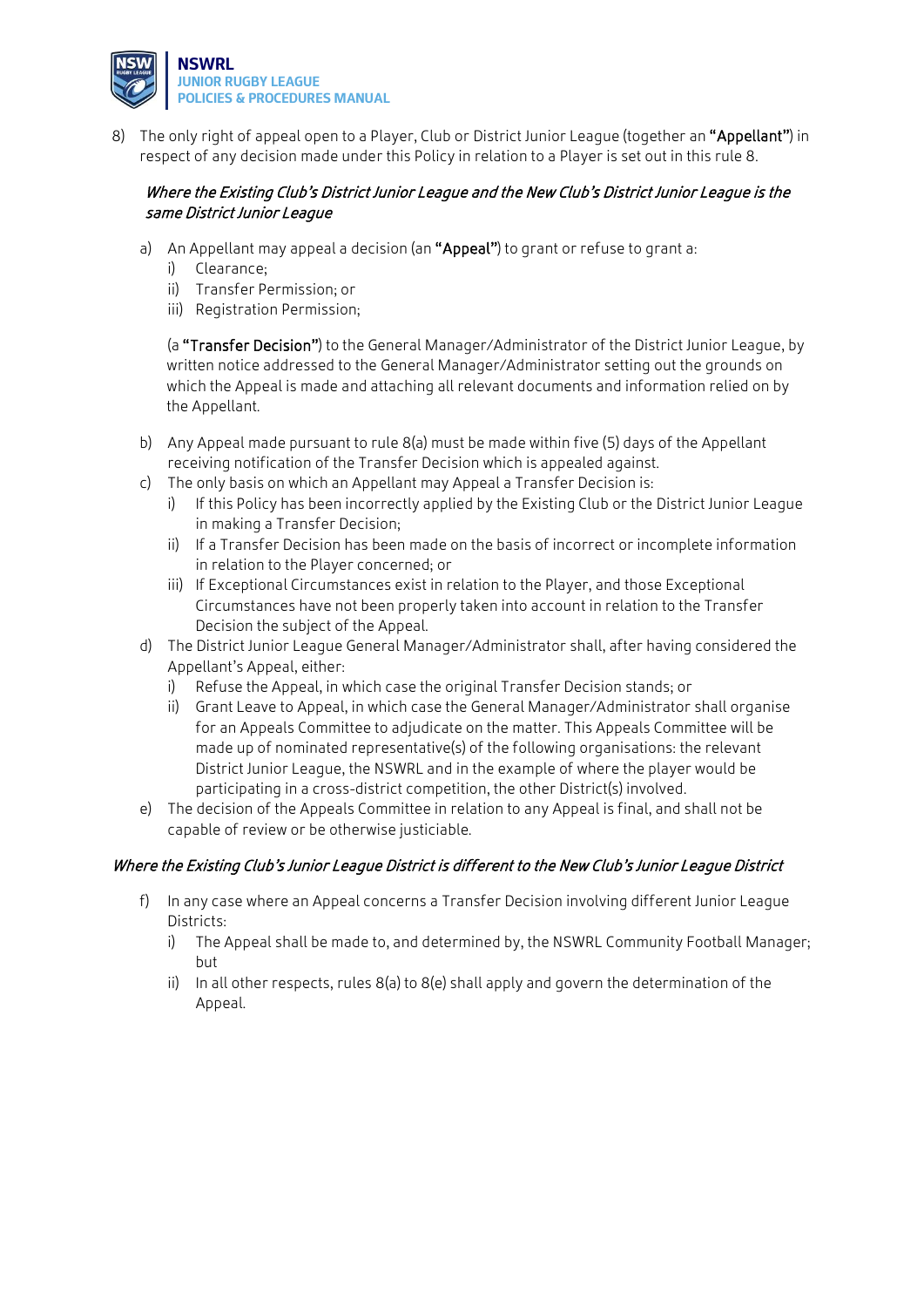8) The only right of appeal open to a Player, Club or District Junior League (together an **"Appellant"**) in respect of any decision made under this Policy in relation to a Player is set out in this rule 8.

*Where the Existing Club's District Junior League and the New Club's District Junior League is the same District Junior League*

a) An Appellant may appeal a decision (an **"Appeal"**) to grant or refuse to grant a:
   i) Clearance;
   ii) Transfer Permission; or
   iii) Registration Permission;

   (a **"Transfer Decision"**) to the General Manager/Administrator of the District Junior League, by written notice addressed to the General Manager/Administrator setting out the grounds on which the Appeal is made and attaching all relevant documents and information relied on by the Appellant.

b) Any Appeal made pursuant to rule 8(a) must be made within five (5) days of the Appellant receiving notification of the Transfer Decision which is appealed against.
c) The only basis on which an Appellant may Appeal a Transfer Decision is:
   i) If this Policy has been incorrectly applied by the Existing Club or the District Junior League in making a Transfer Decision;
   ii) If a Transfer Decision has been made on the basis of incorrect or incomplete information in relation to the Player concerned; or
   iii) If Exceptional Circumstances exist in relation to the Player, and those Exceptional Circumstances have not been properly taken into account in relation to the Transfer Decision the subject of the Appeal.
d) The District Junior League General Manager/Administrator shall, after having considered the Appellant's Appeal, either:
   i) Refuse the Appeal, in which case the original Transfer Decision stands; or
   ii) Grant Leave to Appeal, in which case the General Manager/Administrator shall organise for an Appeals Committee to adjudicate on the matter. This Appeals Committee will be made up of nominated representative(s) of the following organisations: the relevant District Junior League, the NSWRL and in the example of where the player would be participating in a cross-district competition, the other District(s) involved.
e) The decision of the Appeals Committee in relation to any Appeal is final, and shall not be capable of review or be otherwise justiciable.

*Where the Existing Club's Junior League District is different to the New Club's Junior League District*

f) In any case where an Appeal concerns a Transfer Decision involving different Junior League Districts:
   i) The Appeal shall be made to, and determined by, the NSWRL Community Football Manager; but
   ii) In all other respects, rules 8(a) to 8(e) shall apply and govern the determination of the Appeal.